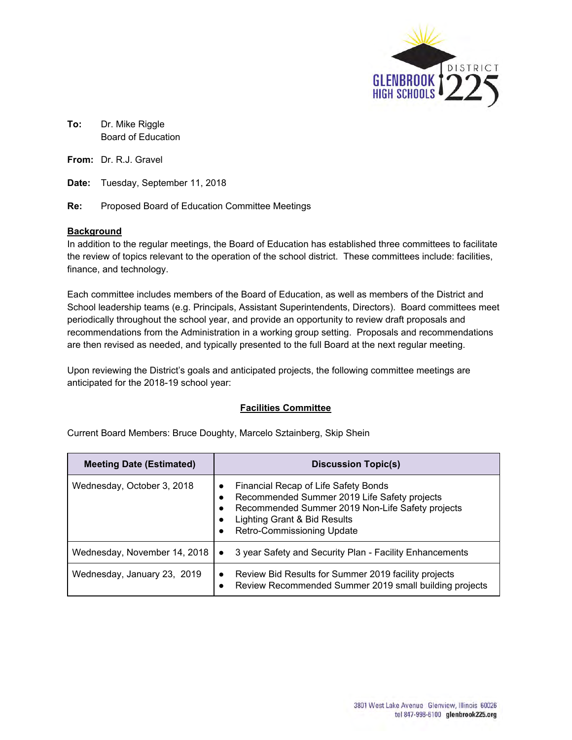**To:** Dr. Mike Riggle
Board of Education

**From:** Dr. R.J. Gravel

**Date:** Tuesday, September 11, 2018

**Re:** Proposed Board of Education Committee Meetings

**Background**

In addition to the regular meetings, the Board of Education has established three committees to facilitate the review of topics relevant to the operation of the school district. These committees include: facilities, finance, and technology.

Each committee includes members of the Board of Education, as well as members of the District and School leadership teams (e.g. Principals, Assistant Superintendents, Directors). Board committees meet periodically throughout the school year, and provide an opportunity to review draft proposals and recommendations from the Administration in a working group setting. Proposals and recommendations are then revised as needed, and typically presented to the full Board at the next regular meeting.

Upon reviewing the District's goals and anticipated projects, the following committee meetings are anticipated for the 2018-19 school year:

## Facilities Committee

Current Board Members: Bruce Doughty, Marcelo Sztainberg, Skip Shein

| Meeting Date (Estimated) | Discussion Topic(s) |
|---|---|
| Wednesday, October 3, 2018 | • Financial Recap of Life Safety Bonds<br>• Recommended Summer 2019 Life Safety projects<br>• Recommended Summer 2019 Non-Life Safety projects<br>• Lighting Grant & Bid Results<br>• Retro-Commissioning Update |
| Wednesday, November 14, 2018 | • 3 year Safety and Security Plan - Facility Enhancements |
| Wednesday, January 23, 2019 | • Review Bid Results for Summer 2019 facility projects<br>• Review Recommended Summer 2019 small building projects |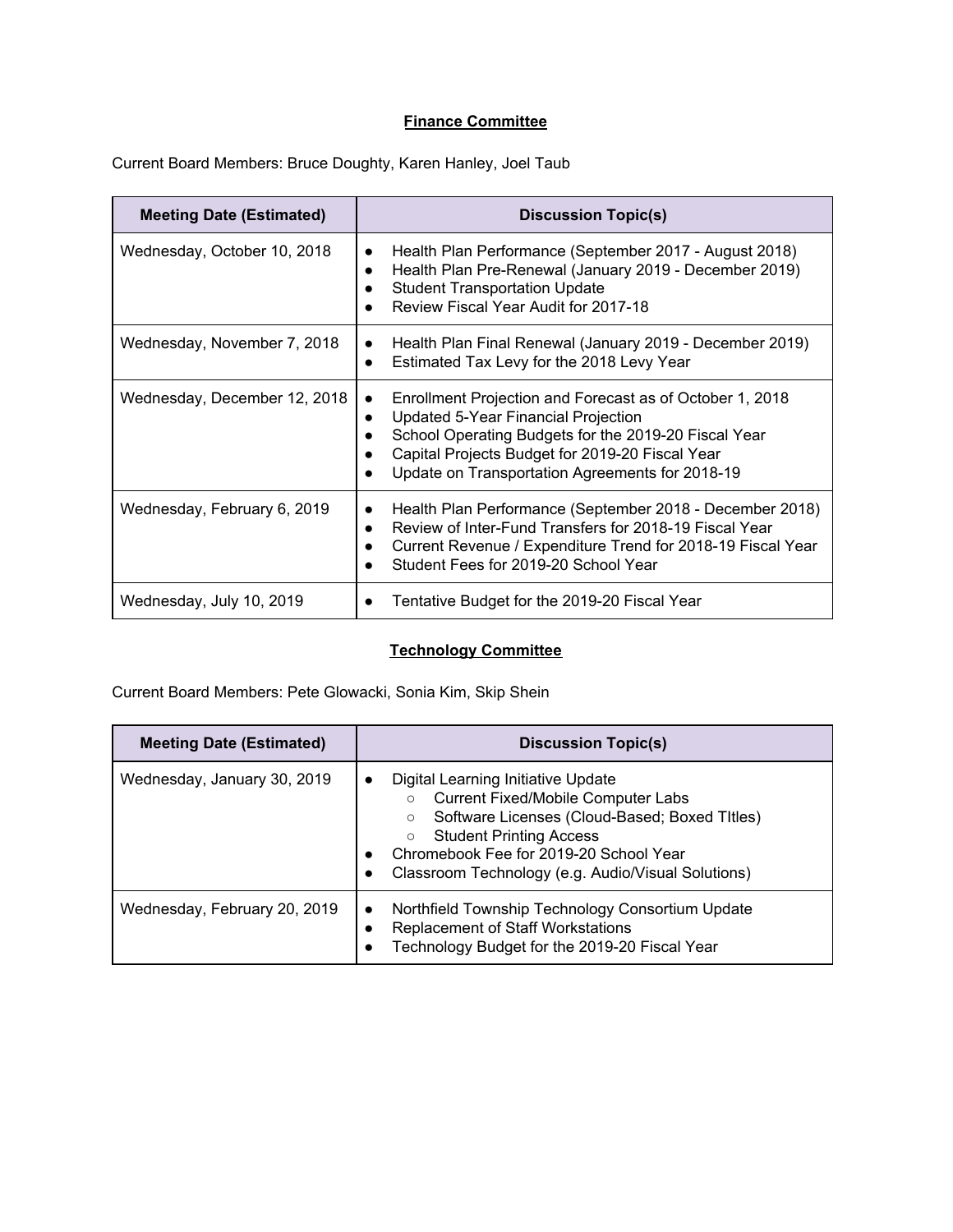## Finance Committee

Current Board Members: Bruce Doughty, Karen Hanley, Joel Taub

| Meeting Date (Estimated) | Discussion Topic(s) |
|---|---|
| Wednesday, October 10, 2018 | • Health Plan Performance (September 2017 - August 2018)<br>• Health Plan Pre-Renewal (January 2019 - December 2019)<br>• Student Transportation Update<br>• Review Fiscal Year Audit for 2017-18 |
| Wednesday, November 7, 2018 | • Health Plan Final Renewal (January 2019 - December 2019)<br>• Estimated Tax Levy for the 2018 Levy Year |
| Wednesday, December 12, 2018 | • Enrollment Projection and Forecast as of October 1, 2018<br>• Updated 5-Year Financial Projection<br>• School Operating Budgets for the 2019-20 Fiscal Year<br>• Capital Projects Budget for 2019-20 Fiscal Year<br>• Update on Transportation Agreements for 2018-19 |
| Wednesday, February 6, 2019 | • Health Plan Performance (September 2018 - December 2018)<br>• Review of Inter-Fund Transfers for 2018-19 Fiscal Year<br>• Current Revenue / Expenditure Trend for 2018-19 Fiscal Year<br>• Student Fees for 2019-20 School Year |
| Wednesday, July 10, 2019 | • Tentative Budget for the 2019-20 Fiscal Year |

## Technology Committee

Current Board Members: Pete Glowacki, Sonia Kim, Skip Shein

| Meeting Date (Estimated) | Discussion Topic(s) |
|---|---|
| Wednesday, January 30, 2019 | • Digital Learning Initiative Update<br>&nbsp;&nbsp;&nbsp;&nbsp;○ Current Fixed/Mobile Computer Labs<br>&nbsp;&nbsp;&nbsp;&nbsp;○ Software Licenses (Cloud-Based; Boxed TItles)<br>&nbsp;&nbsp;&nbsp;&nbsp;○ Student Printing Access<br>• Chromebook Fee for 2019-20 School Year<br>• Classroom Technology (e.g. Audio/Visual Solutions) |
| Wednesday, February 20, 2019 | • Northfield Township Technology Consortium Update<br>• Replacement of Staff Workstations<br>• Technology Budget for the 2019-20 Fiscal Year |